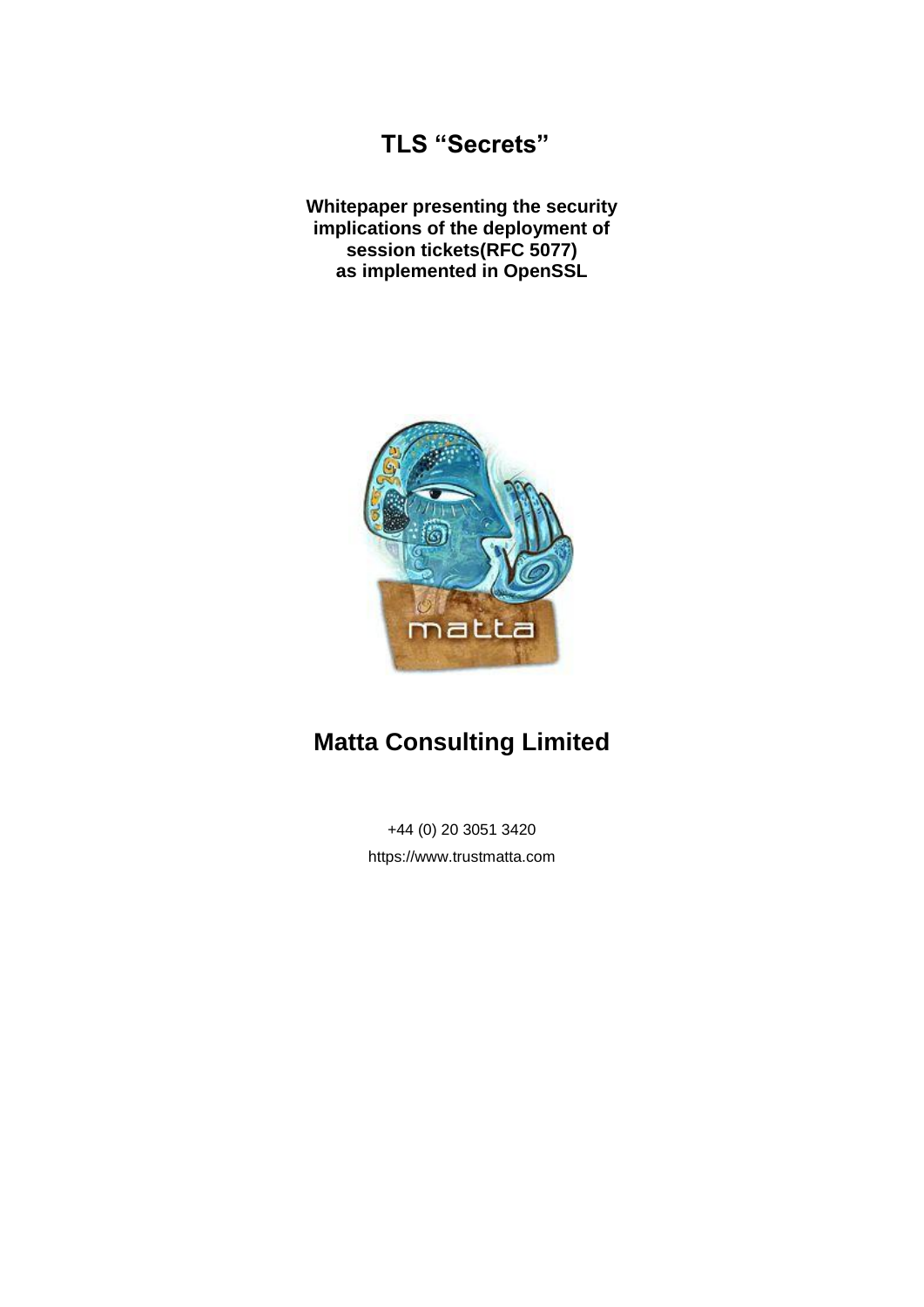# TLS “Secrets”

**Whitepaper presenting the security implications of the deployment of session tickets(RFC 5077) as implemented in OpenSSL**

## Matta Consulting Limited

+44 (0) 20 3051 3420

https://www.trustmatta.com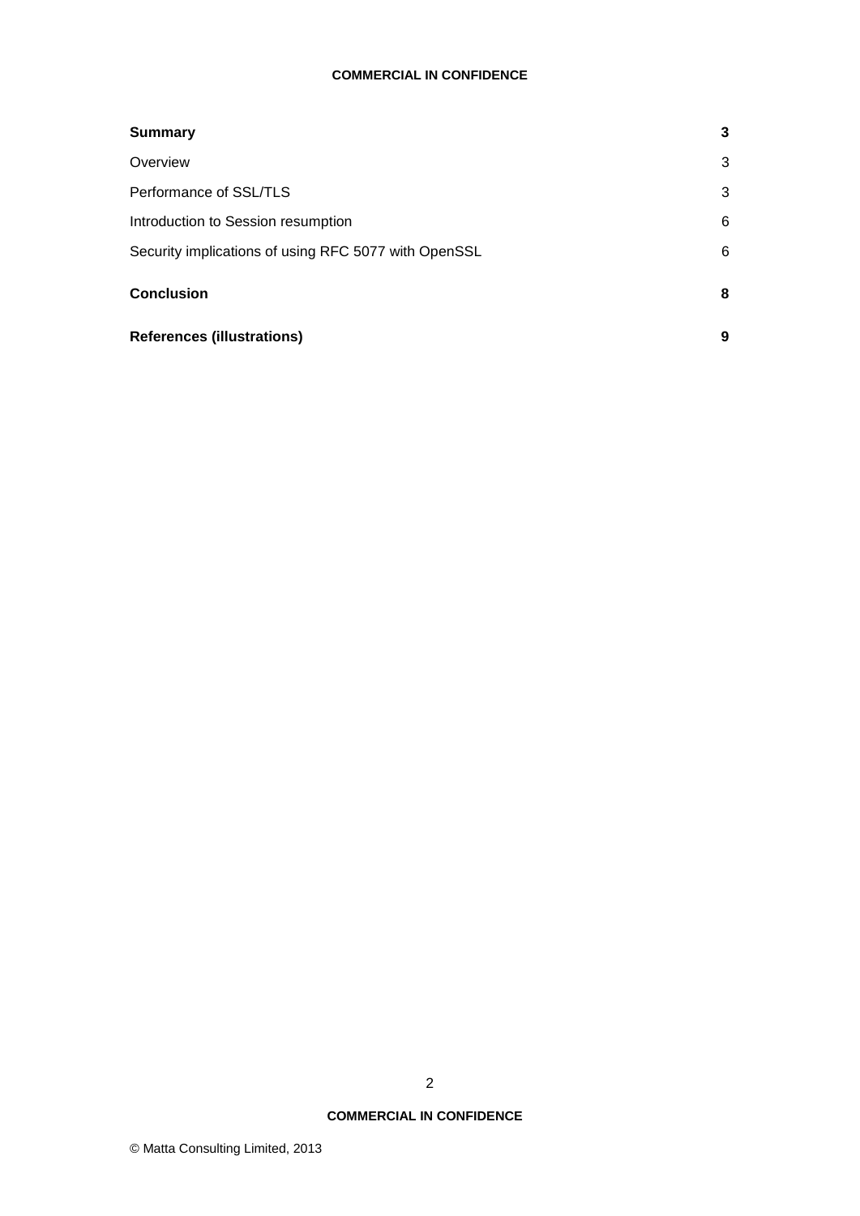| | |
|---|---|
| **Summary** | **3** |
| Overview | 3 |
| Performance of SSL/TLS | 3 |
| Introduction to Session resumption | 6 |
| Security implications of using RFC 5077 with OpenSSL | 6 |
| **Conclusion** | **8** |
| **References (illustrations)** | **9** |

© Matta Consulting Limited, 2013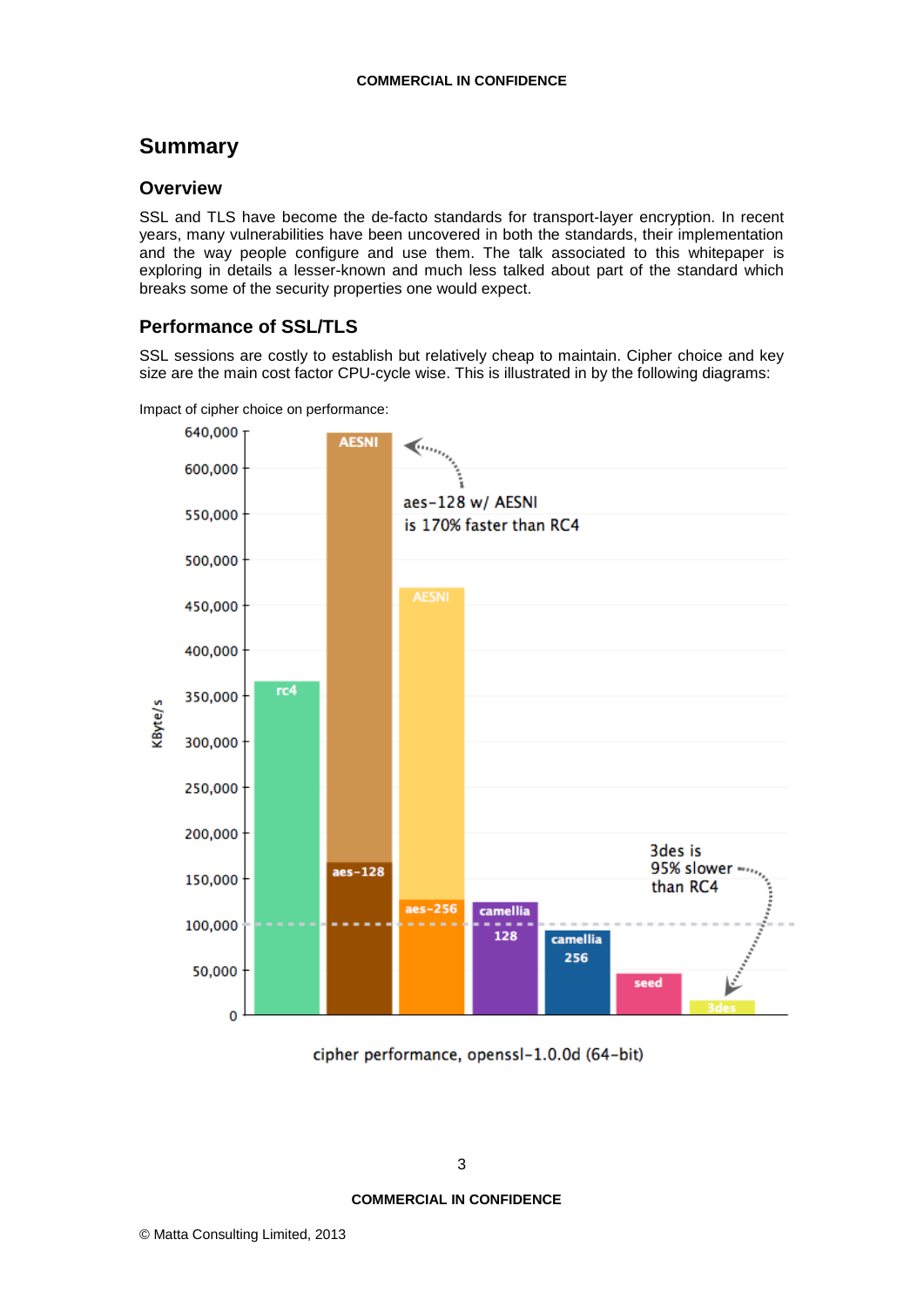## Summary

### Overview

SSL and TLS have become the de-facto standards for transport-layer encryption. In recent years, many vulnerabilities have been uncovered in both the standards, their implementation and the way people configure and use them. The talk associated to this whitepaper is exploring in details a lesser-known and much less talked about part of the standard which breaks some of the security properties one would expect.

### Performance of SSL/TLS

SSL sessions are costly to establish but relatively cheap to maintain. Cipher choice and key size are the main cost factor CPU-cycle wise. This is illustrated in by the following diagrams:

Impact of cipher choice on performance:

cipher performance, openssl-1.0.0d (64-bit)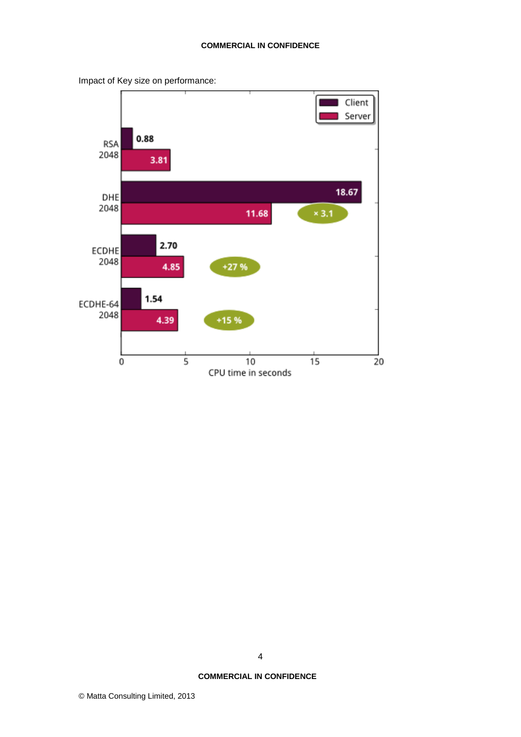Impact of Key size on performance: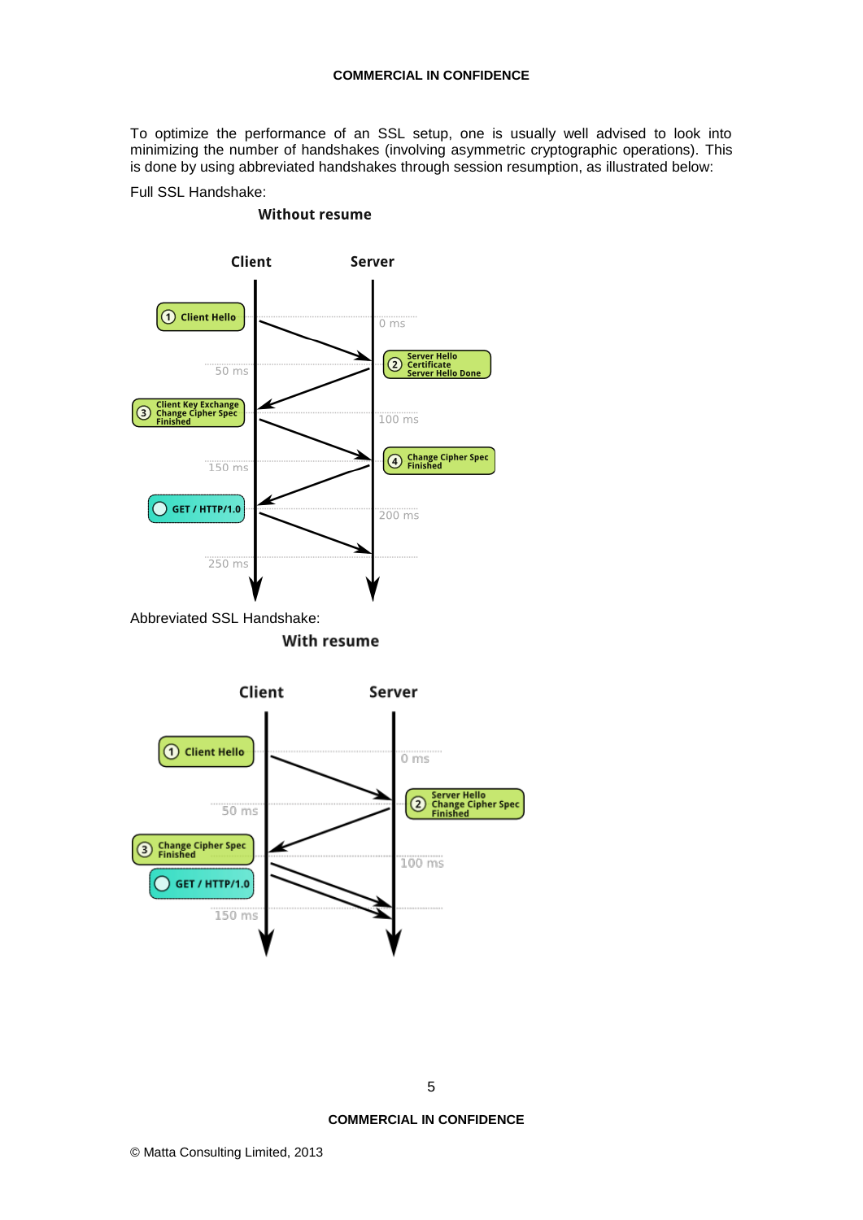To optimize the performance of an SSL setup, one is usually well advised to look into minimizing the number of handshakes (involving asymmetric cryptographic operations). This is done by using abbreviated handshakes through session resumption, as illustrated below:

Full SSL Handshake:

Abbreviated SSL Handshake:

© Matta Consulting Limited, 2013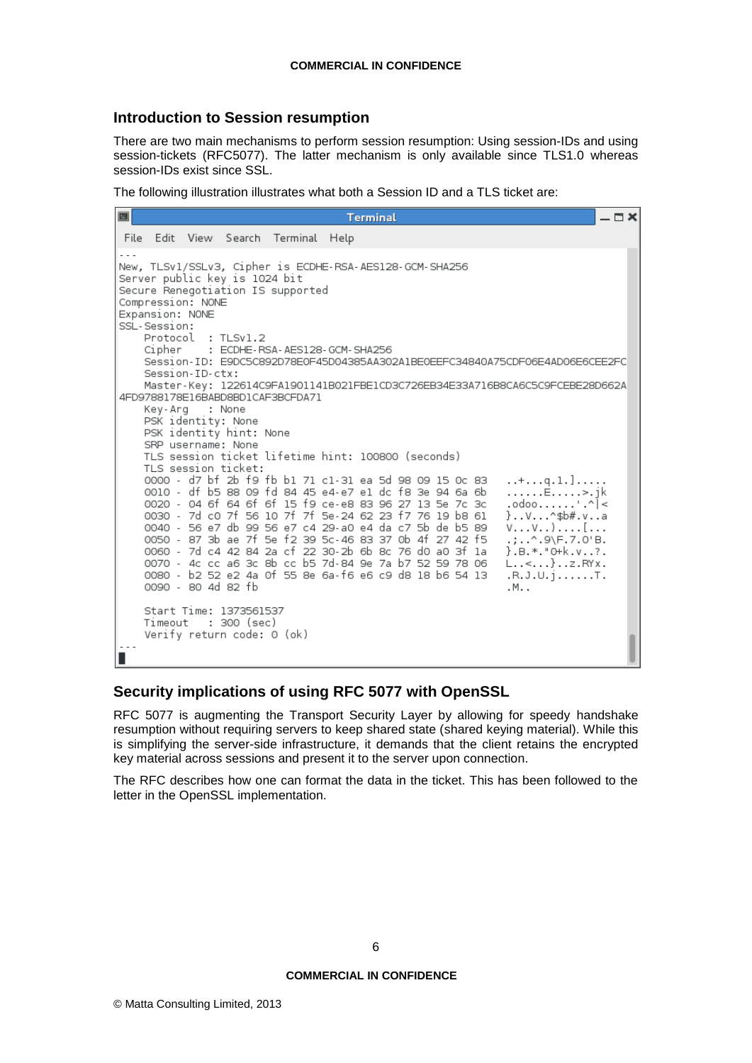## Introduction to Session resumption

There are two main mechanisms to perform session resumption: Using session-IDs and using session-tickets (RFC5077). The latter mechanism is only available since TLS1.0 whereas session-IDs exist since SSL.

The following illustration illustrates what both a Session ID and a TLS ticket are:

```
---
New, TLSv1/SSLv3, Cipher is ECDHE-RSA-AES128-GCM-SHA256
Server public key is 1024 bit
Secure Renegotiation IS supported
Compression: NONE
Expansion: NONE
SSL-Session:
    Protocol  : TLSv1.2
    Cipher    : ECDHE-RSA-AES128-GCM-SHA256
    Session-ID: E9DC5C892D78E0F45D04385AA302A1BE0EEFC34840A75CDF06E4AD06E6CEE2FC
    Session-ID-ctx:
    Master-Key: 122614C9FA1901141B021FBE1CD3C726EB34E33A716B8CA6C5C9FCEBE28D662A
4FD9788178E16BABD8BD1CAF3BCFDA71
    Key-Arg   : None
    PSK identity: None
    PSK identity hint: None
    SRP username: None
    TLS session ticket lifetime hint: 100800 (seconds)
    TLS session ticket:
    0000 - d7 bf 2b f9 fb b1 71 c1-31 ea 5d 98 09 15 0c 83   ..+...q.1.].....
    0010 - df b5 88 09 fd 84 45 e4-e7 e1 dc f8 3e 94 6a 6b   ......E.....>.jk
    0020 - 04 6f 64 6f 6f 15 f9 ce-e8 83 96 27 13 5e 7c 3c   .odoo......'.^|<
    0030 - 7d c0 7f 56 10 7f 7f 5e-24 62 23 f7 76 19 b8 61   }..V...^$b#.v..a
    0040 - 56 e7 db 99 56 e7 c4 29-a0 e4 da c7 5b de b5 89   V...V..)....[...
    0050 - 87 3b ae 7f 5e f2 39 5c-46 83 37 0b 4f 27 42 f5   .;..^.9\F.7.O'B.
    0060 - 7d c4 42 84 2a cf 22 30-2b 6b 8c 76 d0 a0 3f 1a   }.B.*."0+k.v..?.
    0070 - 4c cc a6 3c 8b cc b5 7d-84 9e 7a b7 52 59 78 06   L..<...}..z.RYx.
    0080 - b2 52 e2 4a 0f 55 8e 6a-f6 e6 c9 d8 18 b6 54 13   .R.J.U.j......T.
    0090 - 80 4d 82 fb                                        .M..

    Start Time: 1373561537
    Timeout   : 300 (sec)
    Verify return code: 0 (ok)
---
```

## Security implications of using RFC 5077 with OpenSSL

RFC 5077 is augmenting the Transport Security Layer by allowing for speedy handshake resumption without requiring servers to keep shared state (shared keying material). While this is simplifying the server-side infrastructure, it demands that the client retains the encrypted key material across sessions and present it to the server upon connection.

The RFC describes how one can format the data in the ticket. This has been followed to the letter in the OpenSSL implementation.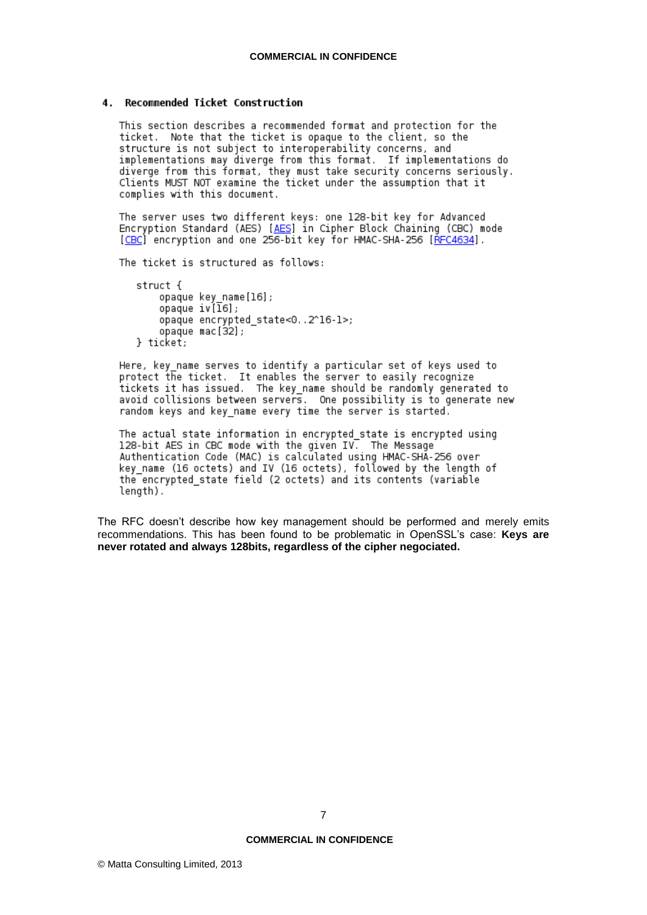## 4. Recommended Ticket Construction

This section describes a recommended format and protection for the ticket. Note that the ticket is opaque to the client, so the structure is not subject to interoperability concerns, and implementations may diverge from this format. If implementations do diverge from this format, they must take security concerns seriously. Clients MUST NOT examine the ticket under the assumption that it complies with this document.

The server uses two different keys: one 128-bit key for Advanced Encryption Standard (AES) [AES] in Cipher Block Chaining (CBC) mode [CBC] encryption and one 256-bit key for HMAC-SHA-256 [RFC4634].

The ticket is structured as follows:

```
struct {
    opaque key_name[16];
    opaque iv[16];
    opaque encrypted_state<0..2^16-1>;
    opaque mac[32];
} ticket;
```

Here, key_name serves to identify a particular set of keys used to protect the ticket. It enables the server to easily recognize tickets it has issued. The key_name should be randomly generated to avoid collisions between servers. One possibility is to generate new random keys and key_name every time the server is started.

The actual state information in encrypted_state is encrypted using 128-bit AES in CBC mode with the given IV. The Message Authentication Code (MAC) is calculated using HMAC-SHA-256 over key_name (16 octets) and IV (16 octets), followed by the length of the encrypted_state field (2 octets) and its contents (variable length).

The RFC doesn't describe how key management should be performed and merely emits recommendations. This has been found to be problematic in OpenSSL's case: **Keys are never rotated and always 128bits, regardless of the cipher negociated.**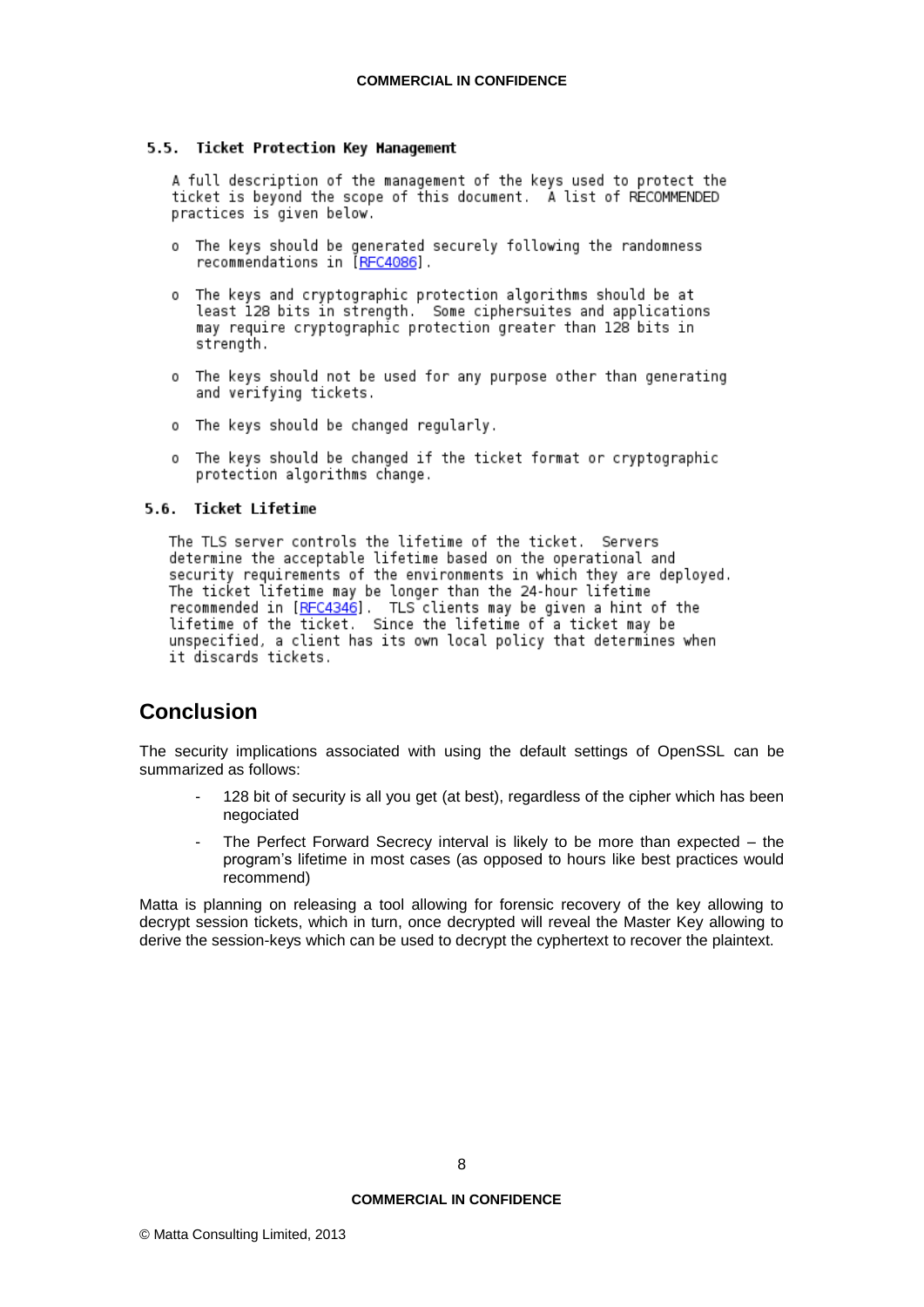### 5.5. Ticket Protection Key Management

A full description of the management of the keys used to protect the ticket is beyond the scope of this document. A list of RECOMMENDED practices is given below.

- The keys should be generated securely following the randomness recommendations in [RFC4086].
- The keys and cryptographic protection algorithms should be at least 128 bits in strength. Some ciphersuites and applications may require cryptographic protection greater than 128 bits in strength.
- The keys should not be used for any purpose other than generating and verifying tickets.
- The keys should be changed regularly.
- The keys should be changed if the ticket format or cryptographic protection algorithms change.

### 5.6. Ticket Lifetime

The TLS server controls the lifetime of the ticket. Servers determine the acceptable lifetime based on the operational and security requirements of the environments in which they are deployed. The ticket lifetime may be longer than the 24-hour lifetime recommended in [RFC4346]. TLS clients may be given a hint of the lifetime of the ticket. Since the lifetime of a ticket may be unspecified, a client has its own local policy that determines when it discards tickets.

## Conclusion

The security implications associated with using the default settings of OpenSSL can be summarized as follows:

- 128 bit of security is all you get (at best), regardless of the cipher which has been negociated
- The Perfect Forward Secrecy interval is likely to be more than expected – the program's lifetime in most cases (as opposed to hours like best practices would recommend)

Matta is planning on releasing a tool allowing for forensic recovery of the key allowing to decrypt session tickets, which in turn, once decrypted will reveal the Master Key allowing to derive the session-keys which can be used to decrypt the cyphertext to recover the plaintext.

© Matta Consulting Limited, 2013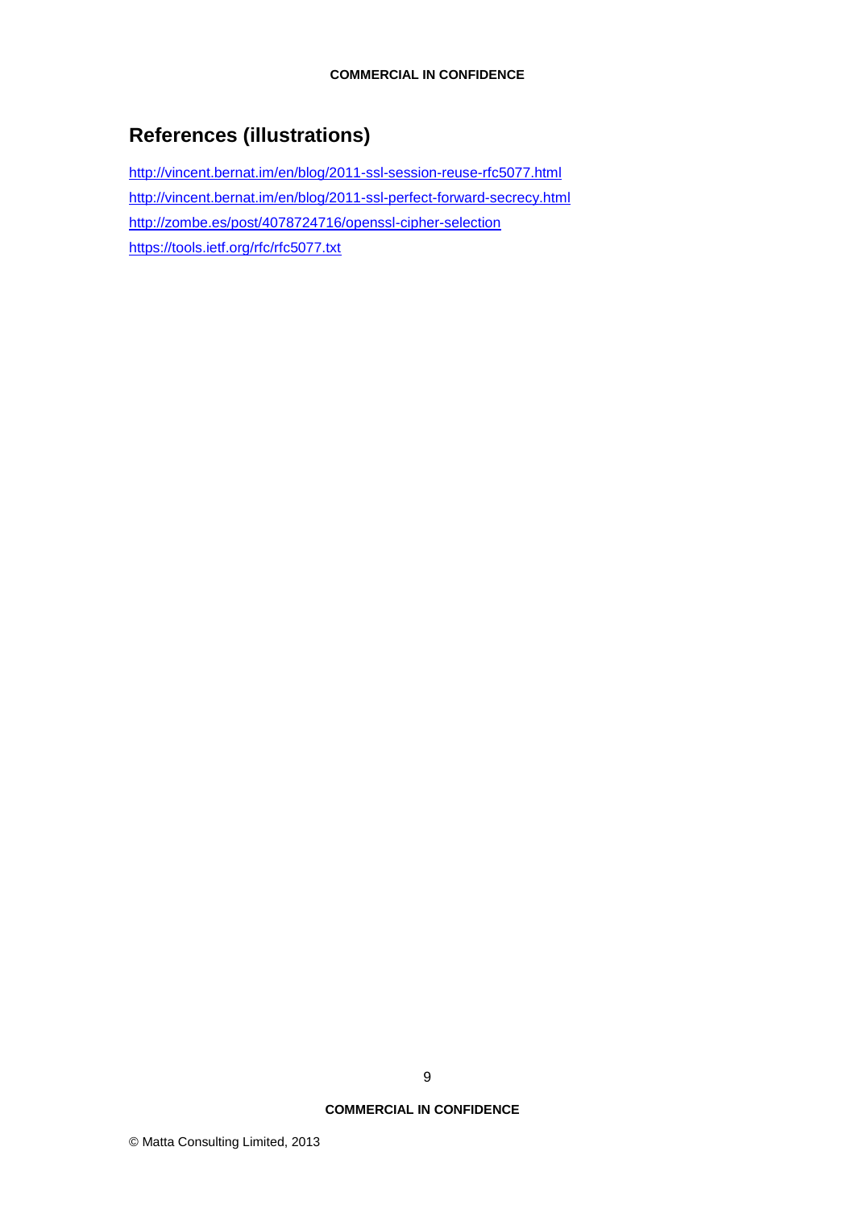## References (illustrations)

http://vincent.bernat.im/en/blog/2011-ssl-session-reuse-rfc5077.html

http://vincent.bernat.im/en/blog/2011-ssl-perfect-forward-secrecy.html

http://zombe.es/post/4078724716/openssl-cipher-selection

https://tools.ietf.org/rfc/rfc5077.txt